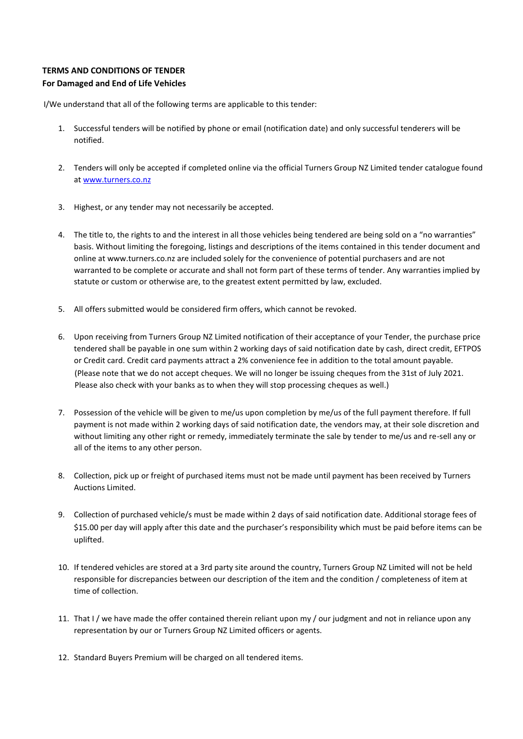**TERMS AND CONDITIONS OF TENDER**
**For Damaged and End of Life Vehicles**

I/We understand that all of the following terms are applicable to this tender:

1. Successful tenders will be notified by phone or email (notification date) and only successful tenderers will be notified.

2. Tenders will only be accepted if completed online via the official Turners Group NZ Limited tender catalogue found at [www.turners.co.nz](http://www.turners.co.nz)

3. Highest, or any tender may not necessarily be accepted.

4. The title to, the rights to and the interest in all those vehicles being tendered are being sold on a "no warranties" basis. Without limiting the foregoing, listings and descriptions of the items contained in this tender document and online at www.turners.co.nz are included solely for the convenience of potential purchasers and are not warranted to be complete or accurate and shall not form part of these terms of tender. Any warranties implied by statute or custom or otherwise are, to the greatest extent permitted by law, excluded.

5. All offers submitted would be considered firm offers, which cannot be revoked.

6. Upon receiving from Turners Group NZ Limited notification of their acceptance of your Tender, the purchase price tendered shall be payable in one sum within 2 working days of said notification date by cash, direct credit, EFTPOS or Credit card. Credit card payments attract a 2% convenience fee in addition to the total amount payable. (Please note that we do not accept cheques. We will no longer be issuing cheques from the 31st of July 2021. Please also check with your banks as to when they will stop processing cheques as well.)

7. Possession of the vehicle will be given to me/us upon completion by me/us of the full payment therefore. If full payment is not made within 2 working days of said notification date, the vendors may, at their sole discretion and without limiting any other right or remedy, immediately terminate the sale by tender to me/us and re-sell any or all of the items to any other person.

8. Collection, pick up or freight of purchased items must not be made until payment has been received by Turners Auctions Limited.

9. Collection of purchased vehicle/s must be made within 2 days of said notification date. Additional storage fees of $15.00 per day will apply after this date and the purchaser's responsibility which must be paid before items can be uplifted.

10. If tendered vehicles are stored at a 3rd party site around the country, Turners Group NZ Limited will not be held responsible for discrepancies between our description of the item and the condition / completeness of item at time of collection.

11. That I / we have made the offer contained therein reliant upon my / our judgment and not in reliance upon any representation by our or Turners Group NZ Limited officers or agents.

12. Standard Buyers Premium will be charged on all tendered items.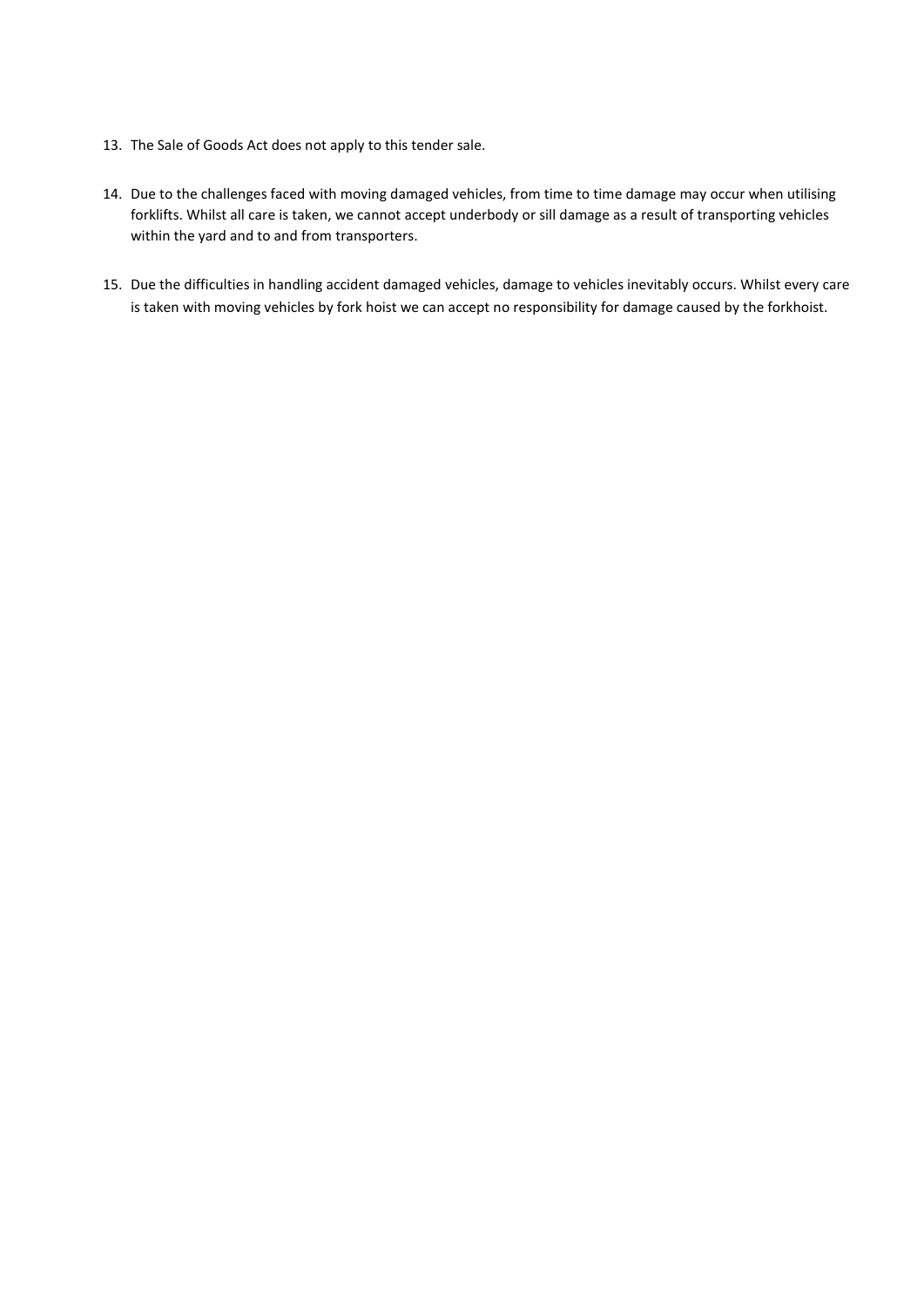13. The Sale of Goods Act does not apply to this tender sale.

14. Due to the challenges faced with moving damaged vehicles, from time to time damage may occur when utilising forklifts. Whilst all care is taken, we cannot accept underbody or sill damage as a result of transporting vehicles within the yard and to and from transporters.

15. Due the difficulties in handling accident damaged vehicles, damage to vehicles inevitably occurs. Whilst every care is taken with moving vehicles by fork hoist we can accept no responsibility for damage caused by the forkhoist.